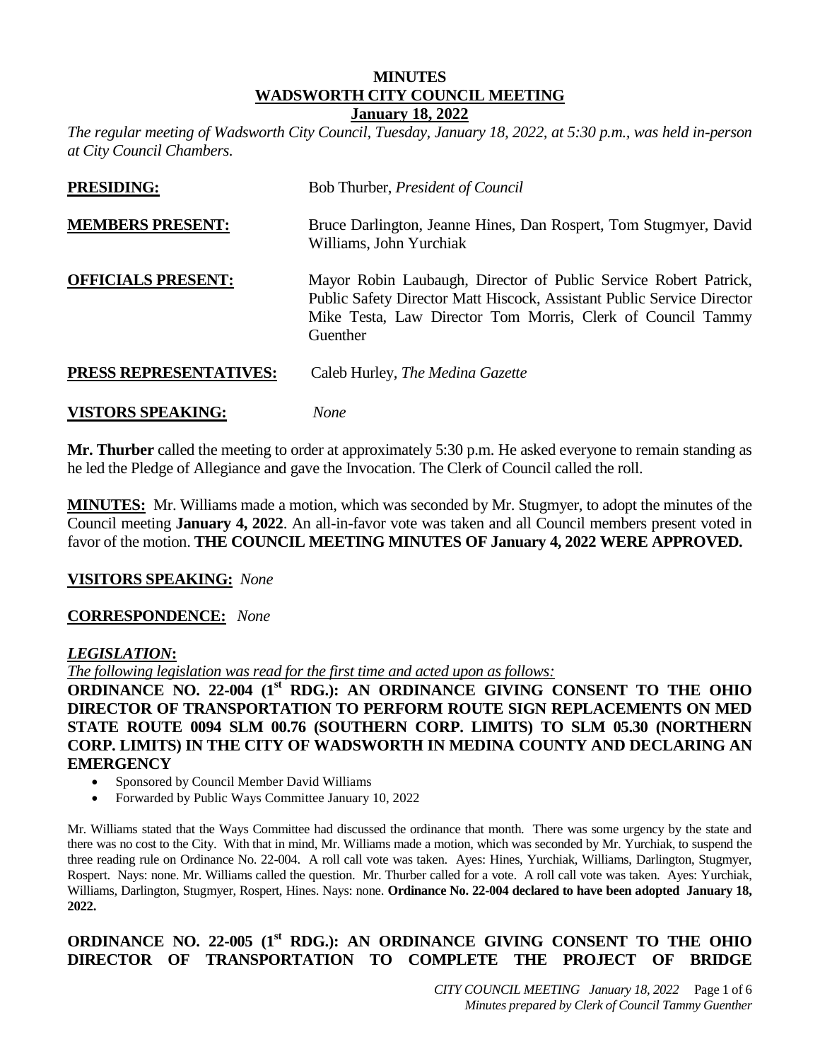# MINUTES
## WADSWORTH CITY COUNCIL MEETING
### January 18, 2022

*The regular meeting of Wadsworth City Council, Tuesday, January 18, 2022, at 5:30 p.m., was held in-person at City Council Chambers.*

**PRESIDING:** Bob Thurber, *President of Council*

**MEMBERS PRESENT:** Bruce Darlington, Jeanne Hines, Dan Rospert, Tom Stugmyer, David Williams, John Yurchiak

**OFFICIALS PRESENT:** Mayor Robin Laubaugh, Director of Public Service Robert Patrick, Public Safety Director Matt Hiscock, Assistant Public Service Director Mike Testa, Law Director Tom Morris, Clerk of Council Tammy Guenther

**PRESS REPRESENTATIVES:** Caleb Hurley, *The Medina Gazette*

**VISTORS SPEAKING:** *None*

**Mr. Thurber** called the meeting to order at approximately 5:30 p.m. He asked everyone to remain standing as he led the Pledge of Allegiance and gave the Invocation. The Clerk of Council called the roll.

**MINUTES:** Mr. Williams made a motion, which was seconded by Mr. Stugmyer, to adopt the minutes of the Council meeting **January 4, 2022**. An all-in-favor vote was taken and all Council members present voted in favor of the motion. **THE COUNCIL MEETING MINUTES OF January 4, 2022 WERE APPROVED.**

**VISITORS SPEAKING:** *None*

**CORRESPONDENCE:** *None*

***LEGISLATION*:**

*The following legislation was read for the first time and acted upon as follows:*

**ORDINANCE NO. 22-004 (1st RDG.): AN ORDINANCE GIVING CONSENT TO THE OHIO DIRECTOR OF TRANSPORTATION TO PERFORM ROUTE SIGN REPLACEMENTS ON MED STATE ROUTE 0094 SLM 00.76 (SOUTHERN CORP. LIMITS) TO SLM 05.30 (NORTHERN CORP. LIMITS) IN THE CITY OF WADSWORTH IN MEDINA COUNTY AND DECLARING AN EMERGENCY**

- Sponsored by Council Member David Williams
- Forwarded by Public Ways Committee January 10, 2022

Mr. Williams stated that the Ways Committee had discussed the ordinance that month. There was some urgency by the state and there was no cost to the City. With that in mind, Mr. Williams made a motion, which was seconded by Mr. Yurchiak, to suspend the three reading rule on Ordinance No. 22-004. A roll call vote was taken. Ayes: Hines, Yurchiak, Williams, Darlington, Stugmyer, Rospert. Nays: none. Mr. Williams called the question. Mr. Thurber called for a vote. A roll call vote was taken. Ayes: Yurchiak, Williams, Darlington, Stugmyer, Rospert, Hines. Nays: none. **Ordinance No. 22-004 declared to have been adopted January 18, 2022.**

**ORDINANCE NO. 22-005 (1st RDG.): AN ORDINANCE GIVING CONSENT TO THE OHIO DIRECTOR OF TRANSPORTATION TO COMPLETE THE PROJECT OF BRIDGE**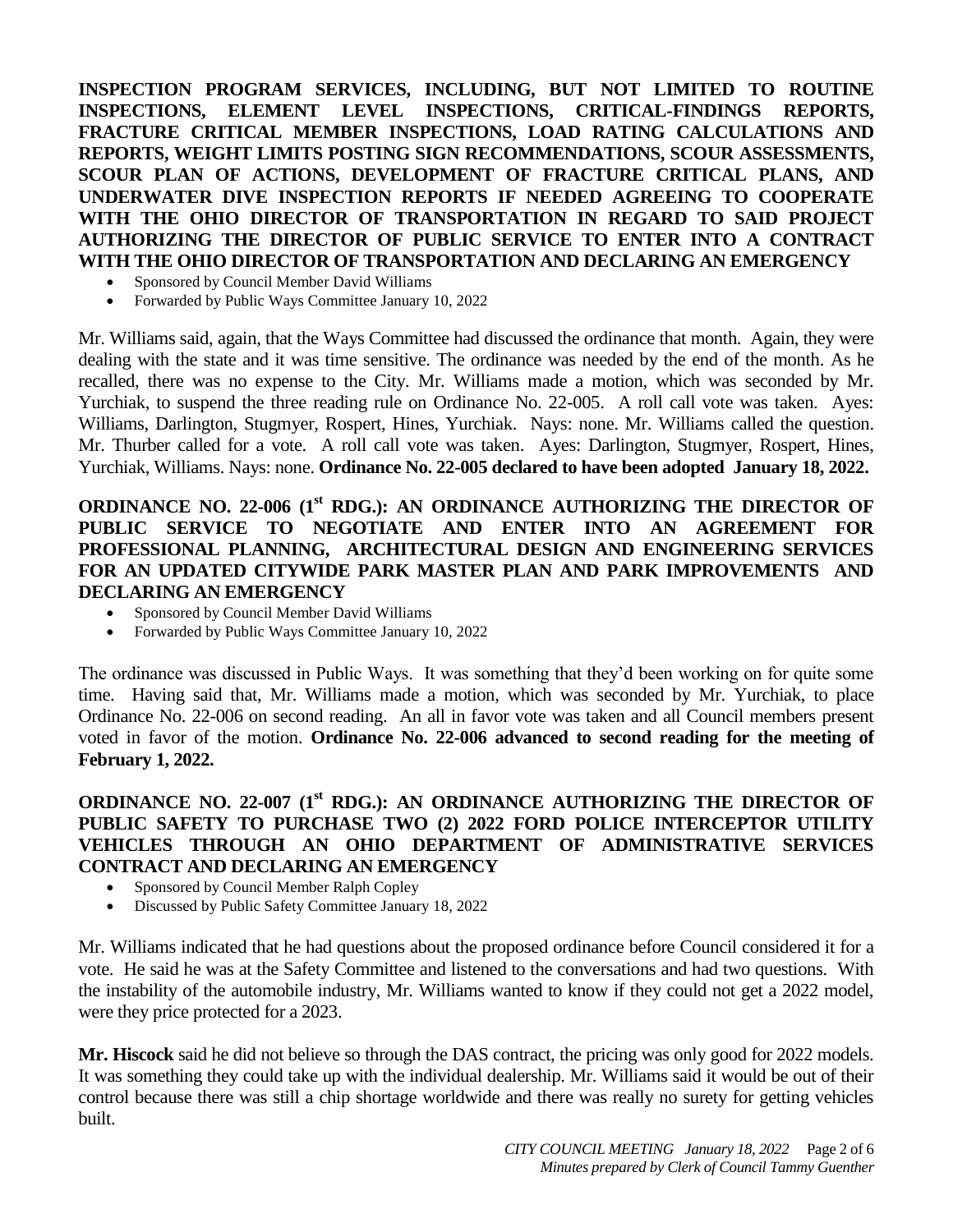**INSPECTION PROGRAM SERVICES, INCLUDING, BUT NOT LIMITED TO ROUTINE INSPECTIONS, ELEMENT LEVEL INSPECTIONS, CRITICAL-FINDINGS REPORTS, FRACTURE CRITICAL MEMBER INSPECTIONS, LOAD RATING CALCULATIONS AND REPORTS, WEIGHT LIMITS POSTING SIGN RECOMMENDATIONS, SCOUR ASSESSMENTS, SCOUR PLAN OF ACTIONS, DEVELOPMENT OF FRACTURE CRITICAL PLANS, AND UNDERWATER DIVE INSPECTION REPORTS IF NEEDED AGREEING TO COOPERATE WITH THE OHIO DIRECTOR OF TRANSPORTATION IN REGARD TO SAID PROJECT AUTHORIZING THE DIRECTOR OF PUBLIC SERVICE TO ENTER INTO A CONTRACT WITH THE OHIO DIRECTOR OF TRANSPORTATION AND DECLARING AN EMERGENCY**

- Sponsored by Council Member David Williams
- Forwarded by Public Ways Committee January 10, 2022

Mr. Williams said, again, that the Ways Committee had discussed the ordinance that month. Again, they were dealing with the state and it was time sensitive. The ordinance was needed by the end of the month. As he recalled, there was no expense to the City. Mr. Williams made a motion, which was seconded by Mr. Yurchiak, to suspend the three reading rule on Ordinance No. 22-005. A roll call vote was taken. Ayes: Williams, Darlington, Stugmyer, Rospert, Hines, Yurchiak. Nays: none. Mr. Williams called the question. Mr. Thurber called for a vote. A roll call vote was taken. Ayes: Darlington, Stugmyer, Rospert, Hines, Yurchiak, Williams. Nays: none. **Ordinance No. 22-005 declared to have been adopted January 18, 2022.**

**ORDINANCE NO. 22-006 (1st RDG.): AN ORDINANCE AUTHORIZING THE DIRECTOR OF PUBLIC SERVICE TO NEGOTIATE AND ENTER INTO AN AGREEMENT FOR PROFESSIONAL PLANNING, ARCHITECTURAL DESIGN AND ENGINEERING SERVICES FOR AN UPDATED CITYWIDE PARK MASTER PLAN AND PARK IMPROVEMENTS AND DECLARING AN EMERGENCY**

- Sponsored by Council Member David Williams
- Forwarded by Public Ways Committee January 10, 2022

The ordinance was discussed in Public Ways. It was something that they'd been working on for quite some time. Having said that, Mr. Williams made a motion, which was seconded by Mr. Yurchiak, to place Ordinance No. 22-006 on second reading. An all in favor vote was taken and all Council members present voted in favor of the motion. **Ordinance No. 22-006 advanced to second reading for the meeting of February 1, 2022.**

**ORDINANCE NO. 22-007 (1st RDG.): AN ORDINANCE AUTHORIZING THE DIRECTOR OF PUBLIC SAFETY TO PURCHASE TWO (2) 2022 FORD POLICE INTERCEPTOR UTILITY VEHICLES THROUGH AN OHIO DEPARTMENT OF ADMINISTRATIVE SERVICES CONTRACT AND DECLARING AN EMERGENCY**

- Sponsored by Council Member Ralph Copley
- Discussed by Public Safety Committee January 18, 2022

Mr. Williams indicated that he had questions about the proposed ordinance before Council considered it for a vote. He said he was at the Safety Committee and listened to the conversations and had two questions. With the instability of the automobile industry, Mr. Williams wanted to know if they could not get a 2022 model, were they price protected for a 2023.

**Mr. Hiscock** said he did not believe so through the DAS contract, the pricing was only good for 2022 models. It was something they could take up with the individual dealership. Mr. Williams said it would be out of their control because there was still a chip shortage worldwide and there was really no surety for getting vehicles built.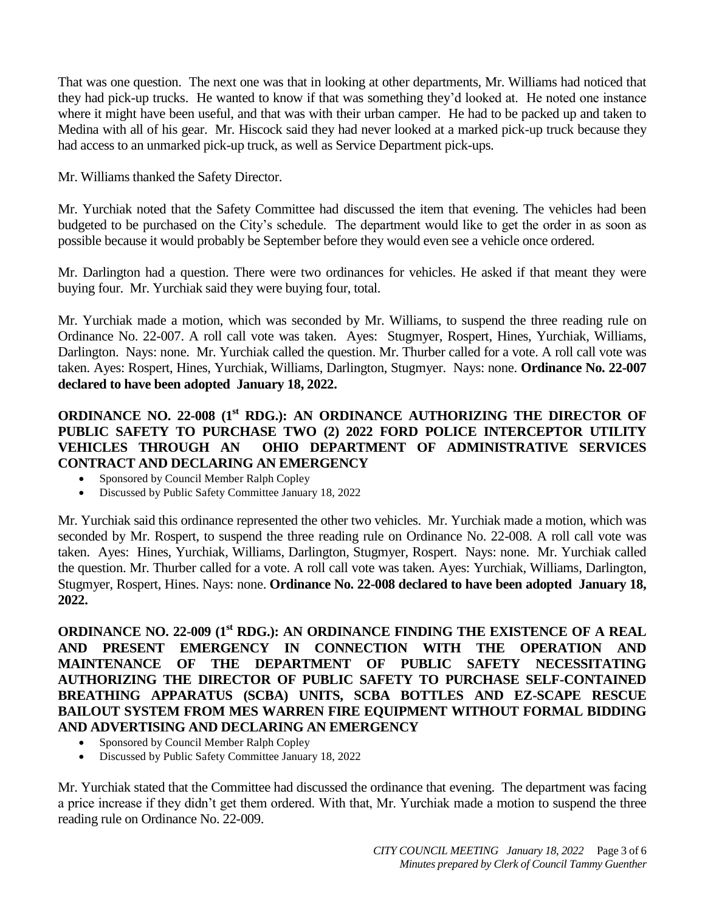That was one question. The next one was that in looking at other departments, Mr. Williams had noticed that they had pick-up trucks. He wanted to know if that was something they'd looked at. He noted one instance where it might have been useful, and that was with their urban camper. He had to be packed up and taken to Medina with all of his gear. Mr. Hiscock said they had never looked at a marked pick-up truck because they had access to an unmarked pick-up truck, as well as Service Department pick-ups.

Mr. Williams thanked the Safety Director.

Mr. Yurchiak noted that the Safety Committee had discussed the item that evening. The vehicles had been budgeted to be purchased on the City's schedule. The department would like to get the order in as soon as possible because it would probably be September before they would even see a vehicle once ordered.

Mr. Darlington had a question. There were two ordinances for vehicles. He asked if that meant they were buying four. Mr. Yurchiak said they were buying four, total.

Mr. Yurchiak made a motion, which was seconded by Mr. Williams, to suspend the three reading rule on Ordinance No. 22-007. A roll call vote was taken. Ayes: Stugmyer, Rospert, Hines, Yurchiak, Williams, Darlington. Nays: none. Mr. Yurchiak called the question. Mr. Thurber called for a vote. A roll call vote was taken. Ayes: Rospert, Hines, Yurchiak, Williams, Darlington, Stugmyer. Nays: none. **Ordinance No. 22-007 declared to have been adopted January 18, 2022.**

**ORDINANCE NO. 22-008 (1st RDG.): AN ORDINANCE AUTHORIZING THE DIRECTOR OF PUBLIC SAFETY TO PURCHASE TWO (2) 2022 FORD POLICE INTERCEPTOR UTILITY VEHICLES THROUGH AN OHIO DEPARTMENT OF ADMINISTRATIVE SERVICES CONTRACT AND DECLARING AN EMERGENCY**

- Sponsored by Council Member Ralph Copley
- Discussed by Public Safety Committee January 18, 2022

Mr. Yurchiak said this ordinance represented the other two vehicles. Mr. Yurchiak made a motion, which was seconded by Mr. Rospert, to suspend the three reading rule on Ordinance No. 22-008. A roll call vote was taken. Ayes: Hines, Yurchiak, Williams, Darlington, Stugmyer, Rospert. Nays: none. Mr. Yurchiak called the question. Mr. Thurber called for a vote. A roll call vote was taken. Ayes: Yurchiak, Williams, Darlington, Stugmyer, Rospert, Hines. Nays: none. **Ordinance No. 22-008 declared to have been adopted January 18, 2022.**

**ORDINANCE NO. 22-009 (1st RDG.): AN ORDINANCE FINDING THE EXISTENCE OF A REAL AND PRESENT EMERGENCY IN CONNECTION WITH THE OPERATION AND MAINTENANCE OF THE DEPARTMENT OF PUBLIC SAFETY NECESSITATING AUTHORIZING THE DIRECTOR OF PUBLIC SAFETY TO PURCHASE SELF-CONTAINED BREATHING APPARATUS (SCBA) UNITS, SCBA BOTTLES AND EZ-SCAPE RESCUE BAILOUT SYSTEM FROM MES WARREN FIRE EQUIPMENT WITHOUT FORMAL BIDDING AND ADVERTISING AND DECLARING AN EMERGENCY**

- Sponsored by Council Member Ralph Copley
- Discussed by Public Safety Committee January 18, 2022

Mr. Yurchiak stated that the Committee had discussed the ordinance that evening. The department was facing a price increase if they didn't get them ordered. With that, Mr. Yurchiak made a motion to suspend the three reading rule on Ordinance No. 22-009.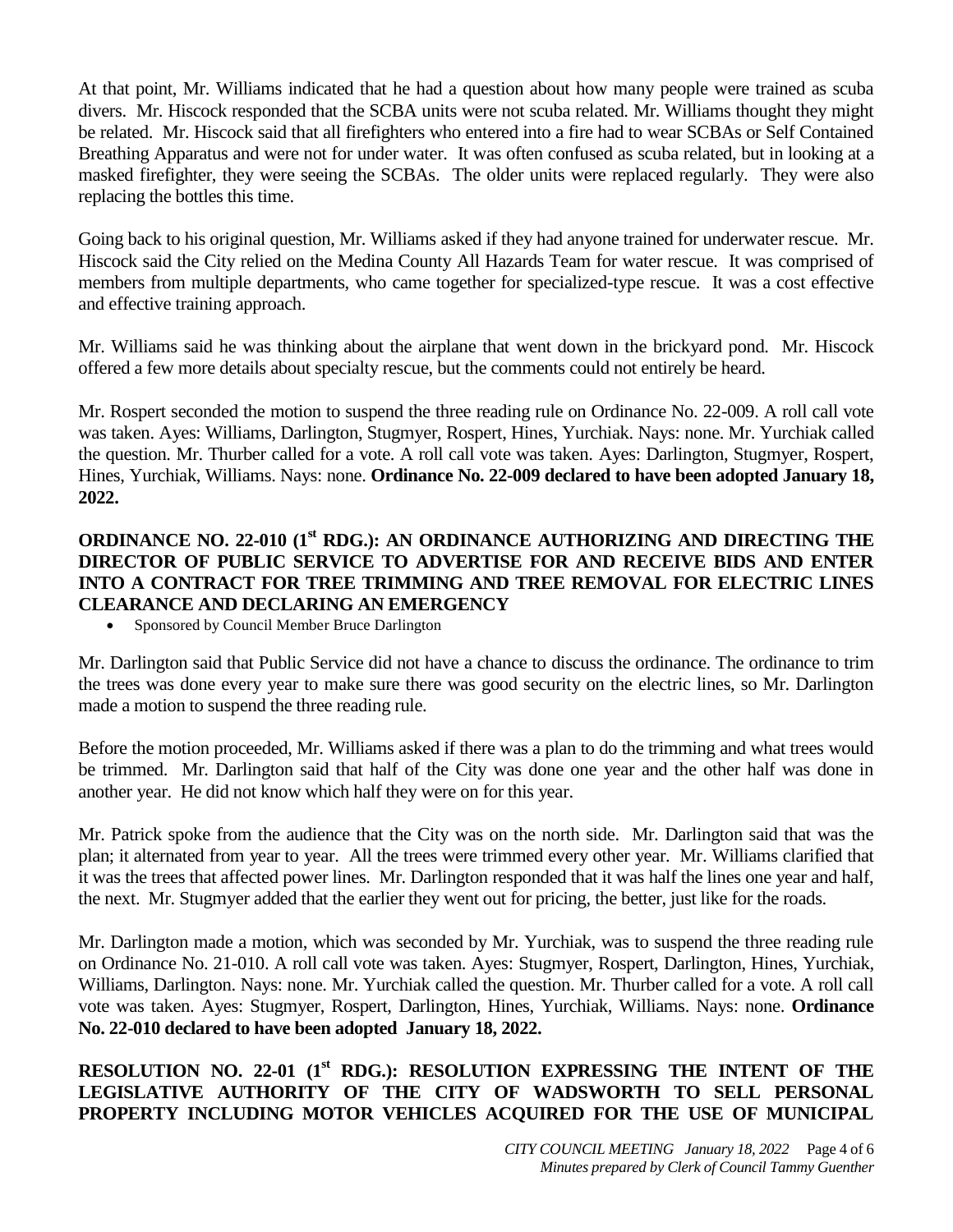At that point, Mr. Williams indicated that he had a question about how many people were trained as scuba divers. Mr. Hiscock responded that the SCBA units were not scuba related. Mr. Williams thought they might be related. Mr. Hiscock said that all firefighters who entered into a fire had to wear SCBAs or Self Contained Breathing Apparatus and were not for under water. It was often confused as scuba related, but in looking at a masked firefighter, they were seeing the SCBAs. The older units were replaced regularly. They were also replacing the bottles this time.

Going back to his original question, Mr. Williams asked if they had anyone trained for underwater rescue. Mr. Hiscock said the City relied on the Medina County All Hazards Team for water rescue. It was comprised of members from multiple departments, who came together for specialized-type rescue. It was a cost effective and effective training approach.

Mr. Williams said he was thinking about the airplane that went down in the brickyard pond. Mr. Hiscock offered a few more details about specialty rescue, but the comments could not entirely be heard.

Mr. Rospert seconded the motion to suspend the three reading rule on Ordinance No. 22-009. A roll call vote was taken. Ayes: Williams, Darlington, Stugmyer, Rospert, Hines, Yurchiak. Nays: none. Mr. Yurchiak called the question. Mr. Thurber called for a vote. A roll call vote was taken. Ayes: Darlington, Stugmyer, Rospert, Hines, Yurchiak, Williams. Nays: none. **Ordinance No. 22-009 declared to have been adopted January 18, 2022.**

**ORDINANCE NO. 22-010 (1st RDG.): AN ORDINANCE AUTHORIZING AND DIRECTING THE DIRECTOR OF PUBLIC SERVICE TO ADVERTISE FOR AND RECEIVE BIDS AND ENTER INTO A CONTRACT FOR TREE TRIMMING AND TREE REMOVAL FOR ELECTRIC LINES CLEARANCE AND DECLARING AN EMERGENCY**

- Sponsored by Council Member Bruce Darlington

Mr. Darlington said that Public Service did not have a chance to discuss the ordinance. The ordinance to trim the trees was done every year to make sure there was good security on the electric lines, so Mr. Darlington made a motion to suspend the three reading rule.

Before the motion proceeded, Mr. Williams asked if there was a plan to do the trimming and what trees would be trimmed. Mr. Darlington said that half of the City was done one year and the other half was done in another year. He did not know which half they were on for this year.

Mr. Patrick spoke from the audience that the City was on the north side. Mr. Darlington said that was the plan; it alternated from year to year. All the trees were trimmed every other year. Mr. Williams clarified that it was the trees that affected power lines. Mr. Darlington responded that it was half the lines one year and half, the next. Mr. Stugmyer added that the earlier they went out for pricing, the better, just like for the roads.

Mr. Darlington made a motion, which was seconded by Mr. Yurchiak, was to suspend the three reading rule on Ordinance No. 21-010. A roll call vote was taken. Ayes: Stugmyer, Rospert, Darlington, Hines, Yurchiak, Williams, Darlington. Nays: none. Mr. Yurchiak called the question. Mr. Thurber called for a vote. A roll call vote was taken. Ayes: Stugmyer, Rospert, Darlington, Hines, Yurchiak, Williams. Nays: none. **Ordinance No. 22-010 declared to have been adopted January 18, 2022.**

**RESOLUTION NO. 22-01 (1st RDG.): RESOLUTION EXPRESSING THE INTENT OF THE LEGISLATIVE AUTHORITY OF THE CITY OF WADSWORTH TO SELL PERSONAL PROPERTY INCLUDING MOTOR VEHICLES ACQUIRED FOR THE USE OF MUNICIPAL**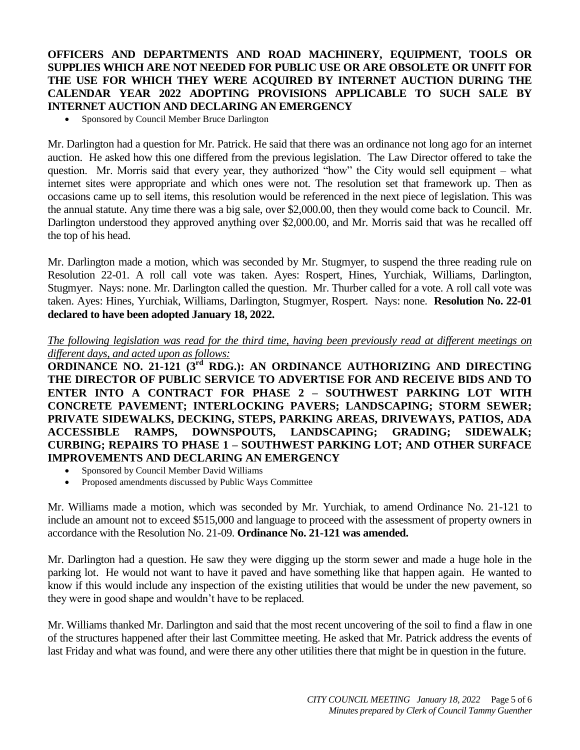**OFFICERS AND DEPARTMENTS AND ROAD MACHINERY, EQUIPMENT, TOOLS OR SUPPLIES WHICH ARE NOT NEEDED FOR PUBLIC USE OR ARE OBSOLETE OR UNFIT FOR THE USE FOR WHICH THEY WERE ACQUIRED BY INTERNET AUCTION DURING THE CALENDAR YEAR 2022 ADOPTING PROVISIONS APPLICABLE TO SUCH SALE BY INTERNET AUCTION AND DECLARING AN EMERGENCY**

- Sponsored by Council Member Bruce Darlington

Mr. Darlington had a question for Mr. Patrick. He said that there was an ordinance not long ago for an internet auction. He asked how this one differed from the previous legislation. The Law Director offered to take the question. Mr. Morris said that every year, they authorized "how" the City would sell equipment – what internet sites were appropriate and which ones were not. The resolution set that framework up. Then as occasions came up to sell items, this resolution would be referenced in the next piece of legislation. This was the annual statute. Any time there was a big sale, over $2,000.00, then they would come back to Council. Mr. Darlington understood they approved anything over $2,000.00, and Mr. Morris said that was he recalled off the top of his head.

Mr. Darlington made a motion, which was seconded by Mr. Stugmyer, to suspend the three reading rule on Resolution 22-01. A roll call vote was taken. Ayes: Rospert, Hines, Yurchiak, Williams, Darlington, Stugmyer. Nays: none. Mr. Darlington called the question. Mr. Thurber called for a vote. A roll call vote was taken. Ayes: Hines, Yurchiak, Williams, Darlington, Stugmyer, Rospert. Nays: none. **Resolution No. 22-01 declared to have been adopted January 18, 2022.**

*The following legislation was read for the third time, having been previously read at different meetings on different days, and acted upon as follows:*

**ORDINANCE NO. 21-121 (3rd RDG.): AN ORDINANCE AUTHORIZING AND DIRECTING THE DIRECTOR OF PUBLIC SERVICE TO ADVERTISE FOR AND RECEIVE BIDS AND TO ENTER INTO A CONTRACT FOR PHASE 2 – SOUTHWEST PARKING LOT WITH CONCRETE PAVEMENT; INTERLOCKING PAVERS; LANDSCAPING; STORM SEWER; PRIVATE SIDEWALKS, DECKING, STEPS, PARKING AREAS, DRIVEWAYS, PATIOS, ADA ACCESSIBLE RAMPS, DOWNSPOUTS, LANDSCAPING; GRADING; SIDEWALK; CURBING; REPAIRS TO PHASE 1 – SOUTHWEST PARKING LOT; AND OTHER SURFACE IMPROVEMENTS AND DECLARING AN EMERGENCY**

- Sponsored by Council Member David Williams
- Proposed amendments discussed by Public Ways Committee

Mr. Williams made a motion, which was seconded by Mr. Yurchiak, to amend Ordinance No. 21-121 to include an amount not to exceed $515,000 and language to proceed with the assessment of property owners in accordance with the Resolution No. 21-09. **Ordinance No. 21-121 was amended.**

Mr. Darlington had a question. He saw they were digging up the storm sewer and made a huge hole in the parking lot. He would not want to have it paved and have something like that happen again. He wanted to know if this would include any inspection of the existing utilities that would be under the new pavement, so they were in good shape and wouldn't have to be replaced.

Mr. Williams thanked Mr. Darlington and said that the most recent uncovering of the soil to find a flaw in one of the structures happened after their last Committee meeting. He asked that Mr. Patrick address the events of last Friday and what was found, and were there any other utilities there that might be in question in the future.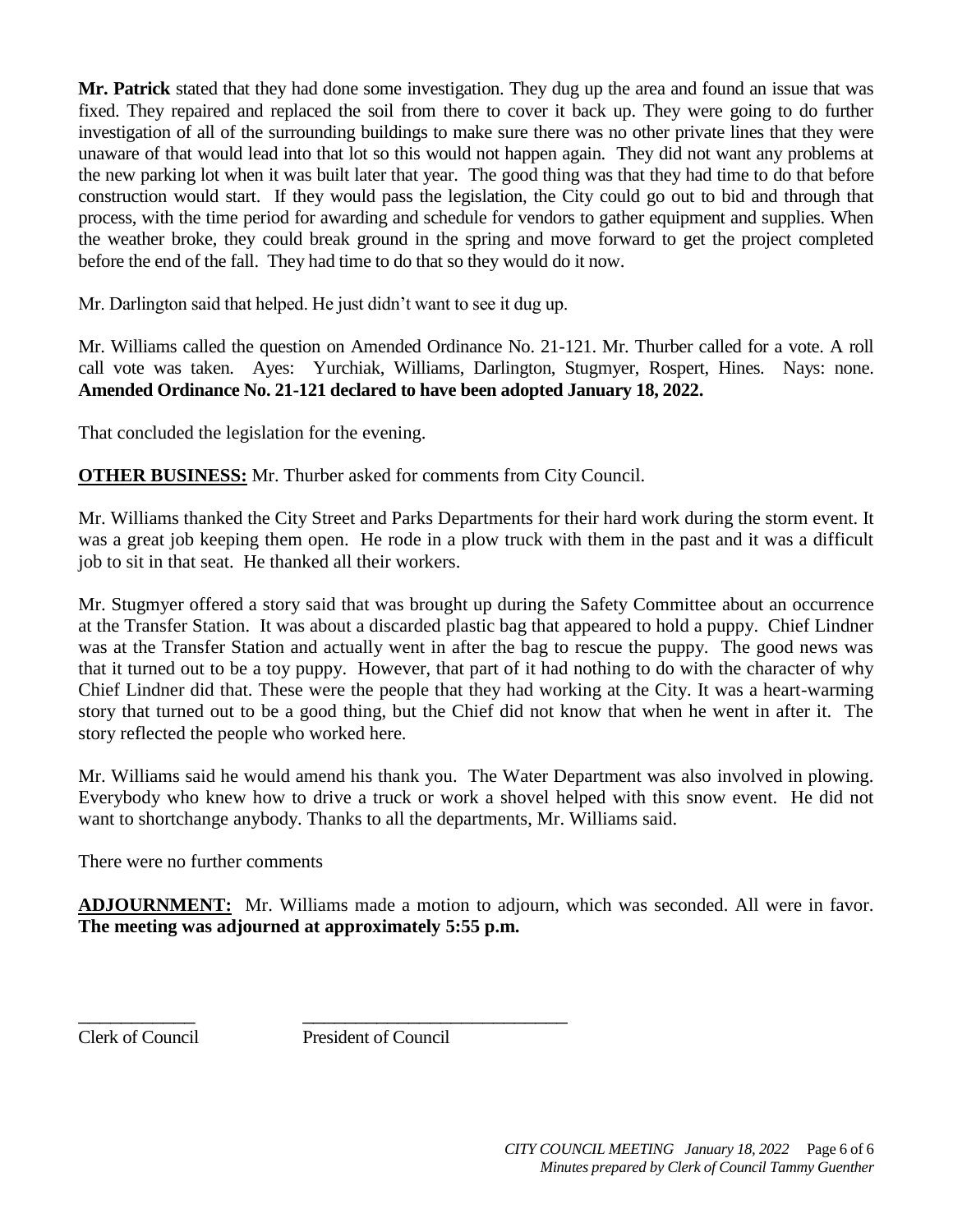**Mr. Patrick** stated that they had done some investigation. They dug up the area and found an issue that was fixed. They repaired and replaced the soil from there to cover it back up. They were going to do further investigation of all of the surrounding buildings to make sure there was no other private lines that they were unaware of that would lead into that lot so this would not happen again. They did not want any problems at the new parking lot when it was built later that year. The good thing was that they had time to do that before construction would start. If they would pass the legislation, the City could go out to bid and through that process, with the time period for awarding and schedule for vendors to gather equipment and supplies. When the weather broke, they could break ground in the spring and move forward to get the project completed before the end of the fall. They had time to do that so they would do it now.

Mr. Darlington said that helped. He just didn't want to see it dug up.

Mr. Williams called the question on Amended Ordinance No. 21-121. Mr. Thurber called for a vote. A roll call vote was taken. Ayes: Yurchiak, Williams, Darlington, Stugmyer, Rospert, Hines. Nays: none. **Amended Ordinance No. 21-121 declared to have been adopted January 18, 2022.**

That concluded the legislation for the evening.

**OTHER BUSINESS:** Mr. Thurber asked for comments from City Council.

Mr. Williams thanked the City Street and Parks Departments for their hard work during the storm event. It was a great job keeping them open. He rode in a plow truck with them in the past and it was a difficult job to sit in that seat. He thanked all their workers.

Mr. Stugmyer offered a story said that was brought up during the Safety Committee about an occurrence at the Transfer Station. It was about a discarded plastic bag that appeared to hold a puppy. Chief Lindner was at the Transfer Station and actually went in after the bag to rescue the puppy. The good news was that it turned out to be a toy puppy. However, that part of it had nothing to do with the character of why Chief Lindner did that. These were the people that they had working at the City. It was a heart-warming story that turned out to be a good thing, but the Chief did not know that when he went in after it. The story reflected the people who worked here.

Mr. Williams said he would amend his thank you. The Water Department was also involved in plowing. Everybody who knew how to drive a truck or work a shovel helped with this snow event. He did not want to shortchange anybody. Thanks to all the departments, Mr. Williams said.

There were no further comments

**ADJOURNMENT:** Mr. Williams made a motion to adjourn, which was seconded. All were in favor. **The meeting was adjourned at approximately 5:55 p.m.**

\_\_\_\_\_\_\_\_\_\_\_\_\_ \_\_\_\_\_\_\_\_\_\_\_\_\_\_\_\_\_\_\_\_\_\_\_\_\_\_\_\_\_

Clerk of Council President of Council

*CITY COUNCIL MEETING January 18, 2022*
*Minutes prepared by Clerk of Council Tammy Guenther*